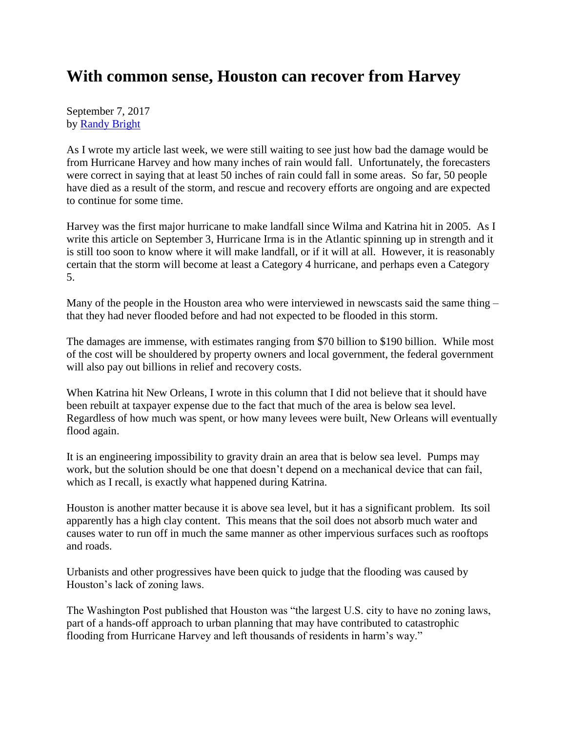# With common sense, Houston can recover from Harvey

September 7, 2017
by [Randy Bright]

As I wrote my article last week, we were still waiting to see just how bad the damage would be from Hurricane Harvey and how many inches of rain would fall. Unfortunately, the forecasters were correct in saying that at least 50 inches of rain could fall in some areas. So far, 50 people have died as a result of the storm, and rescue and recovery efforts are ongoing and are expected to continue for some time.

Harvey was the first major hurricane to make landfall since Wilma and Katrina hit in 2005. As I write this article on September 3, Hurricane Irma is in the Atlantic spinning up in strength and it is still too soon to know where it will make landfall, or if it will at all. However, it is reasonably certain that the storm will become at least a Category 4 hurricane, and perhaps even a Category 5.

Many of the people in the Houston area who were interviewed in newscasts said the same thing – that they had never flooded before and had not expected to be flooded in this storm.

The damages are immense, with estimates ranging from $70 billion to $190 billion. While most of the cost will be shouldered by property owners and local government, the federal government will also pay out billions in relief and recovery costs.

When Katrina hit New Orleans, I wrote in this column that I did not believe that it should have been rebuilt at taxpayer expense due to the fact that much of the area is below sea level. Regardless of how much was spent, or how many levees were built, New Orleans will eventually flood again.

It is an engineering impossibility to gravity drain an area that is below sea level. Pumps may work, but the solution should be one that doesn't depend on a mechanical device that can fail, which as I recall, is exactly what happened during Katrina.

Houston is another matter because it is above sea level, but it has a significant problem. Its soil apparently has a high clay content. This means that the soil does not absorb much water and causes water to run off in much the same manner as other impervious surfaces such as rooftops and roads.

Urbanists and other progressives have been quick to judge that the flooding was caused by Houston's lack of zoning laws.

The Washington Post published that Houston was "the largest U.S. city to have no zoning laws, part of a hands-off approach to urban planning that may have contributed to catastrophic flooding from Hurricane Harvey and left thousands of residents in harm's way."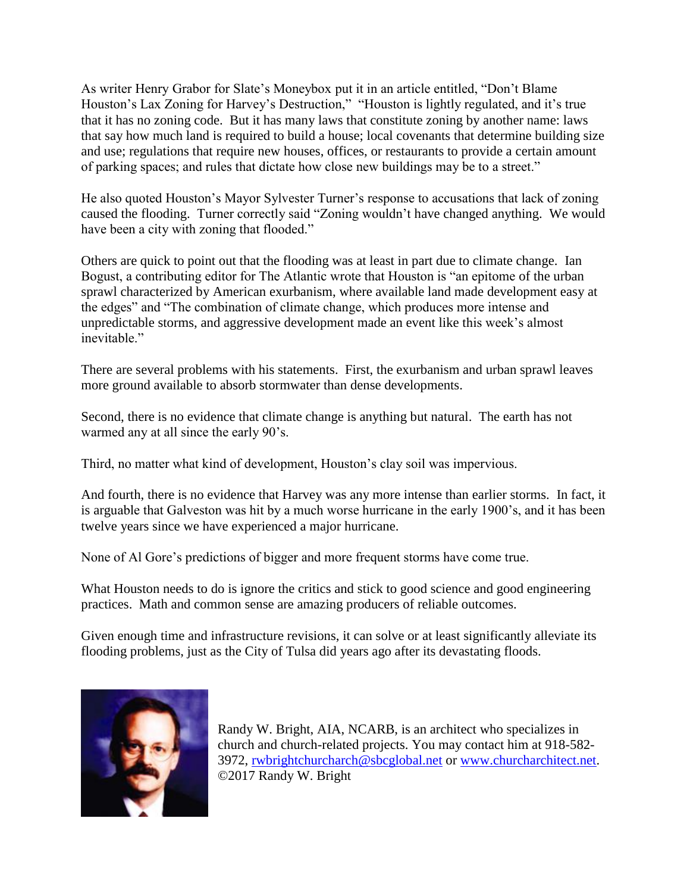As writer Henry Grabor for Slate's Moneybox put it in an article entitled, "Don't Blame Houston's Lax Zoning for Harvey's Destruction," "Houston is lightly regulated, and it's true that it has no zoning code. But it has many laws that constitute zoning by another name: laws that say how much land is required to build a house; local covenants that determine building size and use; regulations that require new houses, offices, or restaurants to provide a certain amount of parking spaces; and rules that dictate how close new buildings may be to a street."

He also quoted Houston's Mayor Sylvester Turner's response to accusations that lack of zoning caused the flooding. Turner correctly said "Zoning wouldn't have changed anything. We would have been a city with zoning that flooded."

Others are quick to point out that the flooding was at least in part due to climate change. Ian Bogust, a contributing editor for The Atlantic wrote that Houston is "an epitome of the urban sprawl characterized by American exurbanism, where available land made development easy at the edges" and "The combination of climate change, which produces more intense and unpredictable storms, and aggressive development made an event like this week's almost inevitable."

There are several problems with his statements. First, the exurbanism and urban sprawl leaves more ground available to absorb stormwater than dense developments.

Second, there is no evidence that climate change is anything but natural. The earth has not warmed any at all since the early 90's.

Third, no matter what kind of development, Houston's clay soil was impervious.

And fourth, there is no evidence that Harvey was any more intense than earlier storms. In fact, it is arguable that Galveston was hit by a much worse hurricane in the early 1900's, and it has been twelve years since we have experienced a major hurricane.

None of Al Gore's predictions of bigger and more frequent storms have come true.

What Houston needs to do is ignore the critics and stick to good science and good engineering practices. Math and common sense are amazing producers of reliable outcomes.

Given enough time and infrastructure revisions, it can solve or at least significantly alleviate its flooding problems, just as the City of Tulsa did years ago after its devastating floods.

Randy W. Bright, AIA, NCARB, is an architect who specializes in church and church-related projects. You may contact him at 918-582-3972, rwbrightchurcharch@sbcglobal.net or www.churcharchitect.net. ©2017 Randy W. Bright